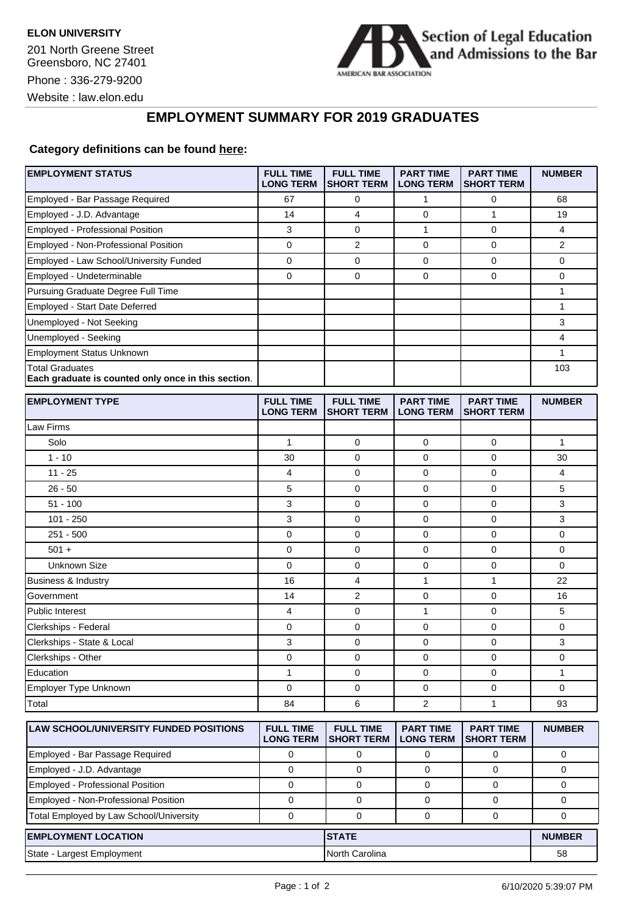**ELON UNIVERSITY**

201 North Greene Street
Greensboro, NC 27401

Phone : 336-279-9200

Website : law.elon.edu

Section of Legal Education and Admissions to the Bar
AMERICAN BAR ASSOCIATION

## EMPLOYMENT SUMMARY FOR 2019 GRADUATES

**Category definitions can be found here:**

| EMPLOYMENT STATUS | FULL TIME LONG TERM | FULL TIME SHORT TERM | PART TIME LONG TERM | PART TIME SHORT TERM | NUMBER |
|---|---|---|---|---|---|
| Employed - Bar Passage Required | 67 | 0 | 1 | 0 | 68 |
| Employed - J.D. Advantage | 14 | 4 | 0 | 1 | 19 |
| Employed - Professional Position | 3 | 0 | 1 | 0 | 4 |
| Employed - Non-Professional Position | 0 | 2 | 0 | 0 | 2 |
| Employed - Law School/University Funded | 0 | 0 | 0 | 0 | 0 |
| Employed - Undeterminable | 0 | 0 | 0 | 0 | 0 |
| Pursuing Graduate Degree Full Time | | | | | 1 |
| Employed - Start Date Deferred | | | | | 1 |
| Unemployed - Not Seeking | | | | | 3 |
| Unemployed - Seeking | | | | | 4 |
| Employment Status Unknown | | | | | 1 |
| Total Graduates **Each graduate is counted only once in this section.** | | | | | 103 |

| EMPLOYMENT TYPE | FULL TIME LONG TERM | FULL TIME SHORT TERM | PART TIME LONG TERM | PART TIME SHORT TERM | NUMBER |
|---|---|---|---|---|---|
| Law Firms | | | | | |
| Solo | 1 | 0 | 0 | 0 | 1 |
| 1 - 10 | 30 | 0 | 0 | 0 | 30 |
| 11 - 25 | 4 | 0 | 0 | 0 | 4 |
| 26 - 50 | 5 | 0 | 0 | 0 | 5 |
| 51 - 100 | 3 | 0 | 0 | 0 | 3 |
| 101 - 250 | 3 | 0 | 0 | 0 | 3 |
| 251 - 500 | 0 | 0 | 0 | 0 | 0 |
| 501 + | 0 | 0 | 0 | 0 | 0 |
| Unknown Size | 0 | 0 | 0 | 0 | 0 |
| Business & Industry | 16 | 4 | 1 | 1 | 22 |
| Government | 14 | 2 | 0 | 0 | 16 |
| Public Interest | 4 | 0 | 1 | 0 | 5 |
| Clerkships - Federal | 0 | 0 | 0 | 0 | 0 |
| Clerkships - State & Local | 3 | 0 | 0 | 0 | 3 |
| Clerkships - Other | 0 | 0 | 0 | 0 | 0 |
| Education | 1 | 0 | 0 | 0 | 1 |
| Employer Type Unknown | 0 | 0 | 0 | 0 | 0 |
| Total | 84 | 6 | 2 | 1 | 93 |

| LAW SCHOOL/UNIVERSITY FUNDED POSITIONS | FULL TIME LONG TERM | FULL TIME SHORT TERM | PART TIME LONG TERM | PART TIME SHORT TERM | NUMBER |
|---|---|---|---|---|---|
| Employed - Bar Passage Required | 0 | 0 | 0 | 0 | 0 |
| Employed - J.D. Advantage | 0 | 0 | 0 | 0 | 0 |
| Employed - Professional Position | 0 | 0 | 0 | 0 | 0 |
| Employed - Non-Professional Position | 0 | 0 | 0 | 0 | 0 |
| Total Employed by Law School/University | 0 | 0 | 0 | 0 | 0 |

| EMPLOYMENT LOCATION | STATE | NUMBER |
|---|---|---|
| State - Largest Employment | North Carolina | 58 |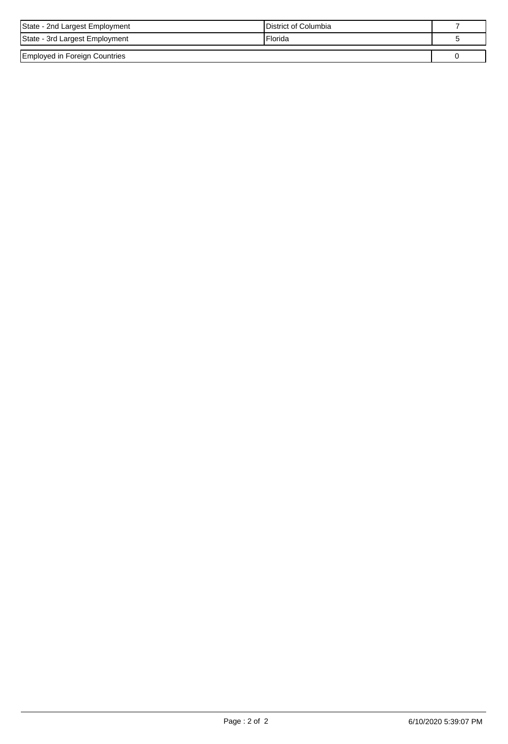| | | |
|---|---|---|
| State - 2nd Largest Employment | District of Columbia | 7 |
| State - 3rd Largest Employment | Florida | 5 |

| | |
|---|---|
| Employed in Foreign Countries | 0 |